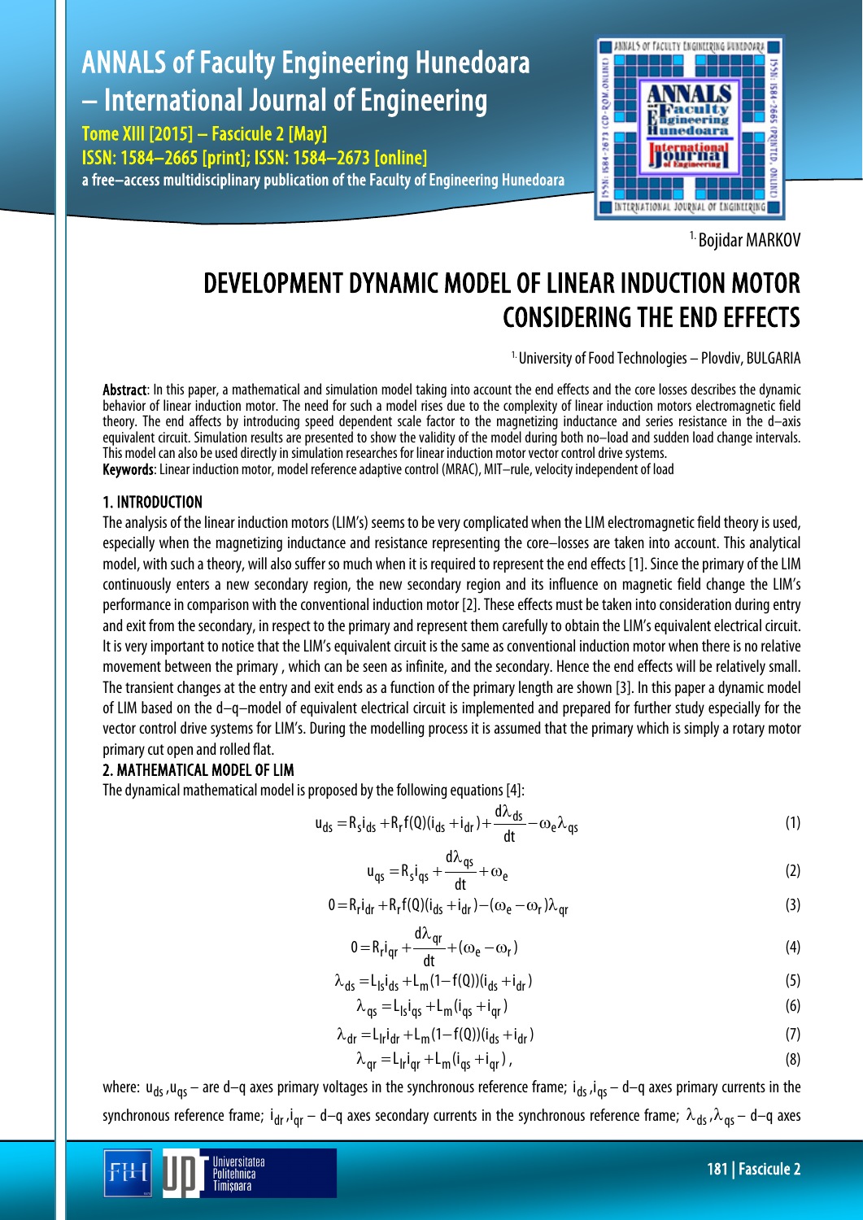¹ Bojidar MARKOV

# DEVELOPMENT DYNAMIC MODEL OF LINEAR INDUCTION MOTOR CONSIDERING THE END EFFECTS

¹ University of Food Technologies – Plovdiv, BULGARIA

**Abstract**: In this paper, a mathematical and simulation model taking into account the end effects and the core losses describes the dynamic behavior of linear induction motor. The need for such a model rises due to the complexity of linear induction motors electromagnetic field theory. The end affects by introducing speed dependent scale factor to the magnetizing inductance and series resistance in the d–axis equivalent circuit. Simulation results are presented to show the validity of the model during both no–load and sudden load change intervals. This model can also be used directly in simulation researches for linear induction motor vector control drive systems.

**Keywords**: Linear induction motor, model reference adaptive control (MRAC), MIT–rule, velocity independent of load

## 1. INTRODUCTION

The analysis of the linear induction motors (LIM's) seems to be very complicated when the LIM electromagnetic field theory is used, especially when the magnetizing inductance and resistance representing the core–losses are taken into account. This analytical model, with such a theory, will also suffer so much when it is required to represent the end effects [1]. Since the primary of the LIM continuously enters a new secondary region, the new secondary region and its influence on magnetic field change the LIM's performance in comparison with the conventional induction motor [2]. These effects must be taken into consideration during entry and exit from the secondary, in respect to the primary and represent them carefully to obtain the LIM's equivalent electrical circuit. It is very important to notice that the LIM's equivalent circuit is the same as conventional induction motor when there is no relative movement between the primary , which can be seen as infinite, and the secondary. Hence the end effects will be relatively small. The transient changes at the entry and exit ends as a function of the primary length are shown [3]. In this paper a dynamic model of LIM based on the d–q–model of equivalent electrical circuit is implemented and prepared for further study especially for the vector control drive systems for LIM's. During the modelling process it is assumed that the primary which is simply a rotary motor primary cut open and rolled flat.

## 2. MATHEMATICAL MODEL OF LIM

The dynamical mathematical model is proposed by the following equations [4]:

$$u_{ds} = R_s i_{ds} + R_r f(Q)(i_{ds} + i_{dr}) + \frac{d\lambda_{ds}}{dt} - \omega_e \lambda_{qs} \tag{1}$$

$$u_{qs} = R_s i_{qs} + \frac{d\lambda_{qs}}{dt} + \omega_e \tag{2}$$

$$0 = R_r i_{dr} + R_r f(Q)(i_{ds} + i_{dr}) - (\omega_e - \omega_r)\lambda_{qr} \tag{3}$$

$$0 = R_r i_{qr} + \frac{d\lambda_{qr}}{dt} + (\omega_e - \omega_r) \tag{4}$$

$$\lambda_{ds} = L_{ls} i_{ds} + L_m (1 - f(Q))(i_{ds} + i_{dr}) \tag{5}$$

$$\lambda_{qs} = L_{ls} i_{qs} + L_m (i_{qs} + i_{qr}) \tag{6}$$

$$\lambda_{dr} = L_{lr} i_{dr} + L_m (1 - f(Q))(i_{ds} + i_{dr}) \tag{7}$$

$$\lambda_{qr} = L_{lr} i_{qr} + L_m (i_{qs} + i_{qr}), \tag{8}$$

where: $u_{ds}, u_{qs}$ – are d–q axes primary voltages in the synchronous reference frame; $i_{ds}, i_{qs}$ – d–q axes primary currents in the synchronous reference frame; $i_{dr}, i_{qr}$ – d–q axes secondary currents in the synchronous reference frame; $\lambda_{ds}, \lambda_{qs}$ – d–q axes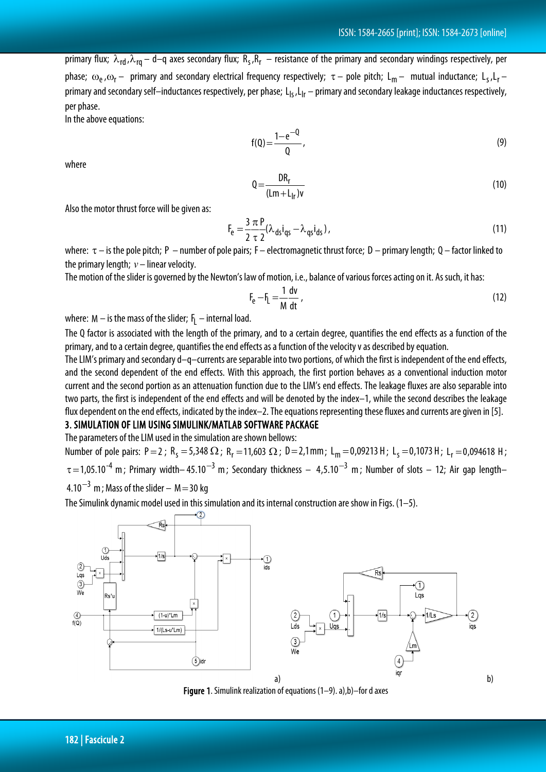primary flux; $\lambda_{rd},\lambda_{rq}$ – d–q axes secondary flux; $R_s,R_r$ – resistance of the primary and secondary windings respectively, per phase; $\omega_e,\omega_r$ – primary and secondary electrical frequency respectively; $\tau$ – pole pitch; $L_m$ – mutual inductance; $L_s,L_r$ – primary and secondary self–inductances respectively, per phase; $L_{ls},L_{lr}$ – primary and secondary leakage inductances respectively, per phase.

In the above equations:

$$f(Q)=\frac{1-e^{-Q}}{Q}, \tag{9}$$

where

$$Q=\frac{DR_r}{(Lm+L_{lr})v} \tag{10}$$

Also the motor thrust force will be given as:

$$F_e=\frac{3}{2}\frac{\pi}{\tau}\frac{P}{2}(\lambda_{ds}i_{qs}-\lambda_{qs}i_{ds}), \tag{11}$$

where: $\tau$ – is the pole pitch; P – number of pole pairs; F – electromagnetic thrust force; D – primary length; Q – factor linked to the primary length; $v$ – linear velocity.

The motion of the slider is governed by the Newton's law of motion, i.e., balance of various forces acting on it. As such, it has:

$$F_e-F_L=\frac{1}{M}\frac{dv}{dt}, \tag{12}$$

where: M – is the mass of the slider; $F_L$ – internal load.

The Q factor is associated with the length of the primary, and to a certain degree, quantifies the end effects as a function of the primary, and to a certain degree, quantifies the end effects as a function of the velocity v as described by equation.

The LIM's primary and secondary d–q–currents are separable into two portions, of which the first is independent of the end effects, and the second dependent of the end effects. With this approach, the first portion behaves as a conventional induction motor current and the second portion as an attenuation function due to the LIM's end effects. The leakage fluxes are also separable into two parts, the first is independent of the end effects and will be denoted by the index–1, while the second describes the leakage flux dependent on the end effects, indicated by the index–2. The equations representing these fluxes and currents are given in [5].

## 3. SIMULATION OF LIM USING SIMULINK/MATLAB SOFTWARE PACKAGE

The parameters of the LIM used in the simulation are shown bellows:

Number of pole pairs: $P=2$; $R_s=5{,}348\,\Omega$; $R_r=11{,}603\,\Omega$; $D=2{,}1\,mm$; $L_m=0{,}09213\,H$; $L_s=0{,}1073\,H$; $L_r=0{,}094618\,H$; $\tau=1{,}05.10^{-4}\,m$; Primary width– $45.10^{-3}\,m$; Secondary thickness – $4{,}5.10^{-3}\,m$; Number of slots – 12; Air gap length– $4.10^{-3}\,m$; Mass of the slider – $M=30\,kg$

The Simulink dynamic model used in this simulation and its internal construction are show in Figs. (1–5).

**Figure 1**. Simulink realization of equations (1–9). a),b)–for d axes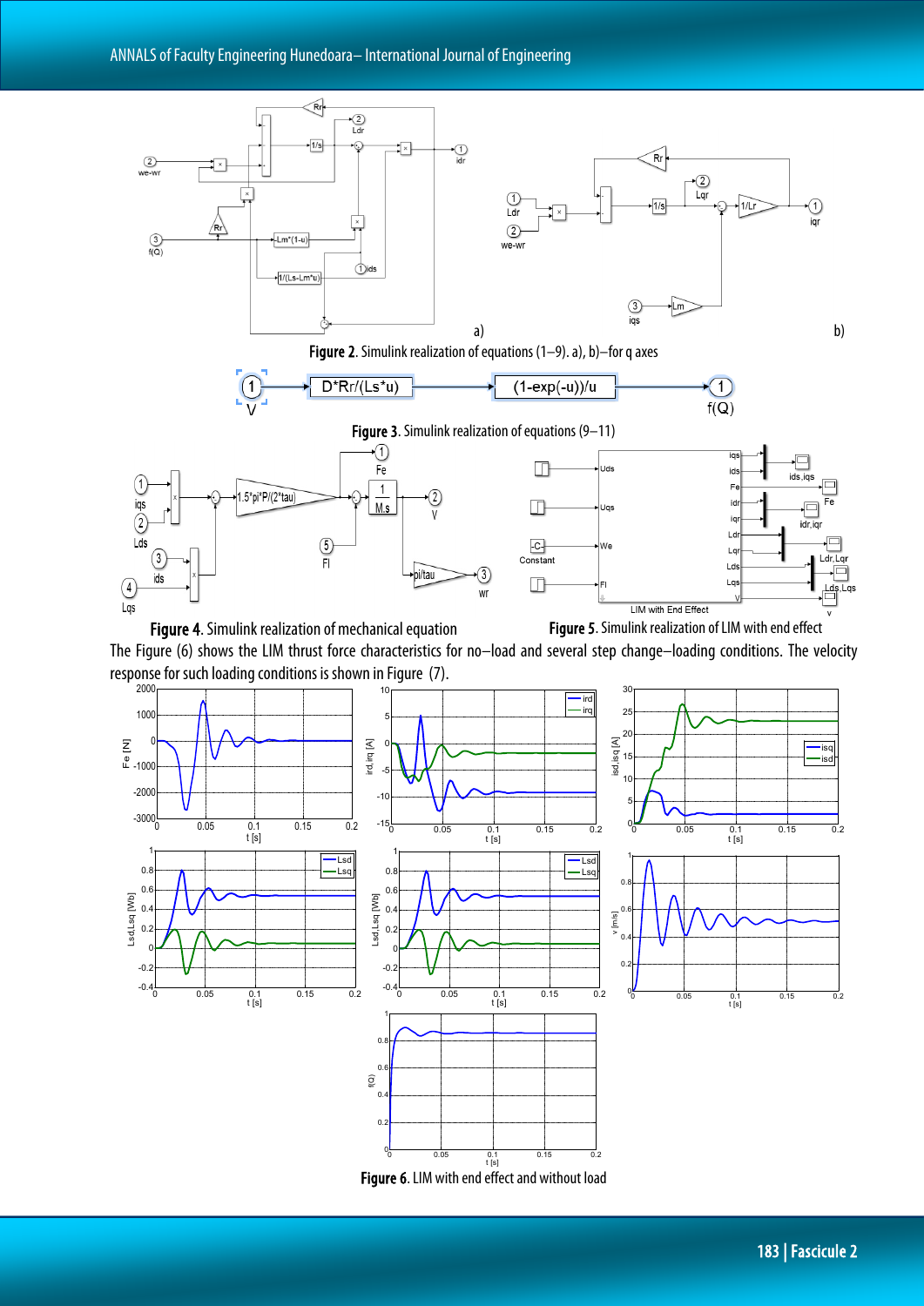**Figure 2**. Simulink realization of equations (1–9). a), b)–for q axes

**Figure 3**. Simulink realization of equations (9–11)

**Figure 4**. Simulink realization of mechanical equation

**Figure 5**. Simulink realization of LIM with end effect

The Figure (6) shows the LIM thrust force characteristics for no–load and several step change–loading conditions. The velocity response for such loading conditions is shown in Figure (7).

**Figure 6**. LIM with end effect and without load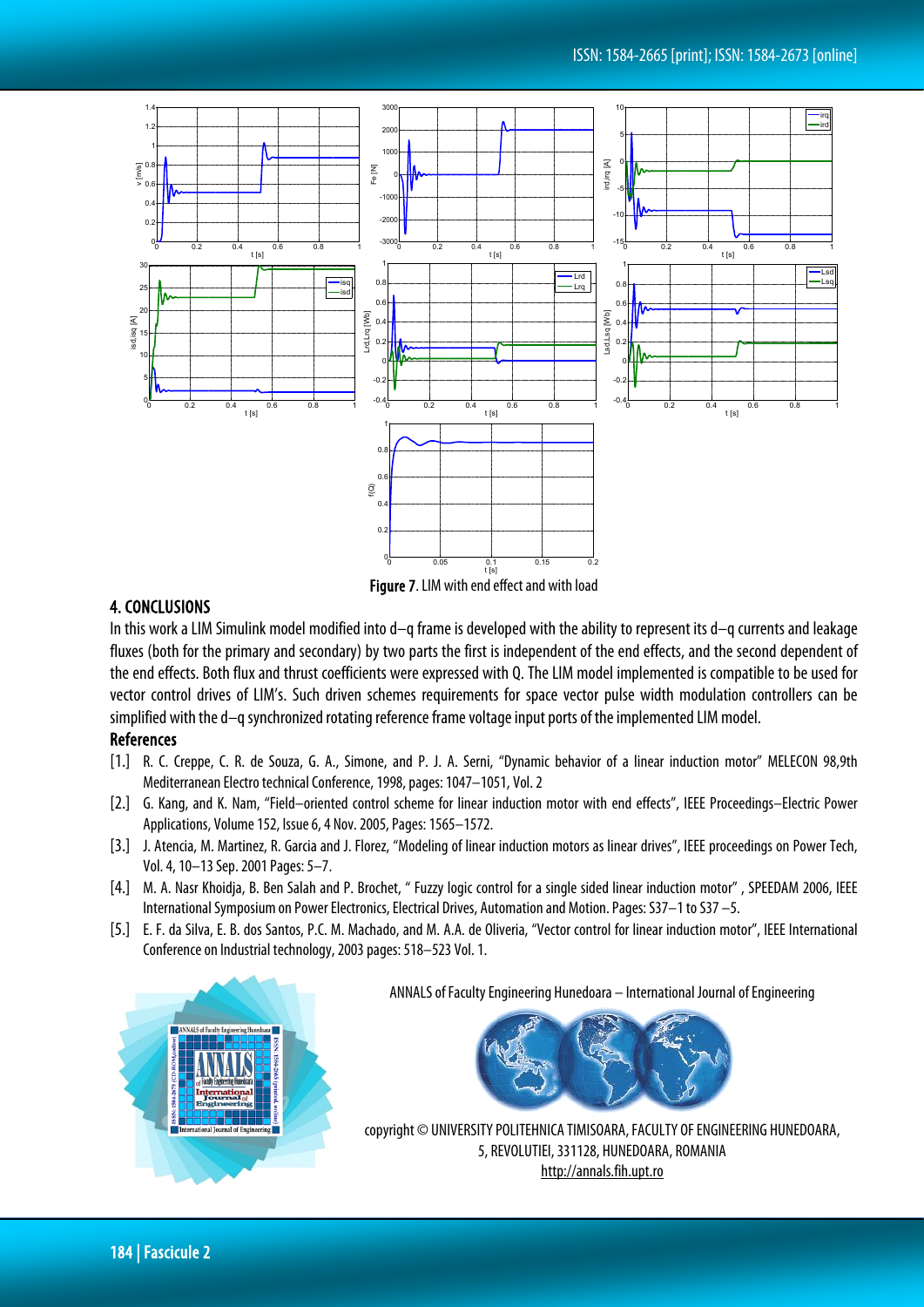v [m/s]
t [s]

Fe [N]
t [s]

ird,irq [A]
t [s]
irq
ird

isd,isq [A]
t [s]
isq
isd

Lrd,Lrq [Wb]
t [s]
Lrd
Lrq

Lsd,Lsq [Wb]
t [s]
Lsd
Lsq

f(Q)
t [s]

**Figure 7**. LIM with end effect and with load

## 4. CONCLUSIONS

In this work a LIM Simulink model modified into d–q frame is developed with the ability to represent its d–q currents and leakage fluxes (both for the primary and secondary) by two parts the first is independent of the end effects, and the second dependent of the end effects. Both flux and thrust coefficients were expressed with Q. The LIM model implemented is compatible to be used for vector control drives of LIM's. Such driven schemes requirements for space vector pulse width modulation controllers can be simplified with the d–q synchronized rotating reference frame voltage input ports of the implemented LIM model.

## References

[1.] R. C. Creppe, C. R. de Souza, G. A., Simone, and P. J. A. Serni, "Dynamic behavior of a linear induction motor" MELECON 98,9th Mediterranean Electro technical Conference, 1998, pages: 1047–1051, Vol. 2

[2.] G. Kang, and K. Nam, "Field–oriented control scheme for linear induction motor with end effects", IEEE Proceedings–Electric Power Applications, Volume 152, Issue 6, 4 Nov. 2005, Pages: 1565–1572.

[3.] J. Atencia, M. Martinez, R. Garcia and J. Florez, "Modeling of linear induction motors as linear drives", IEEE proceedings on Power Tech, Vol. 4, 10–13 Sep. 2001 Pages: 5–7.

[4.] M. A. Nasr Khoidja, B. Ben Salah and P. Brochet, " Fuzzy logic control for a single sided linear induction motor" , SPEEDAM 2006, IEEE International Symposium on Power Electronics, Electrical Drives, Automation and Motion. Pages: S37–1 to S37 –5.

[5.] E. F. da Silva, E. B. dos Santos, P.C. M. Machado, and M. A.A. de Oliveria, "Vector control for linear induction motor", IEEE International Conference on Industrial technology, 2003 pages: 518–523 Vol. 1.

ANNALS of Faculty Engineering Hunedoara – International Journal of Engineering

copyright © UNIVERSITY POLITEHNICA TIMISOARA, FACULTY OF ENGINEERING HUNEDOARA, 5, REVOLUTIEI, 331128, HUNEDOARA, ROMANIA
http://annals.fih.upt.ro